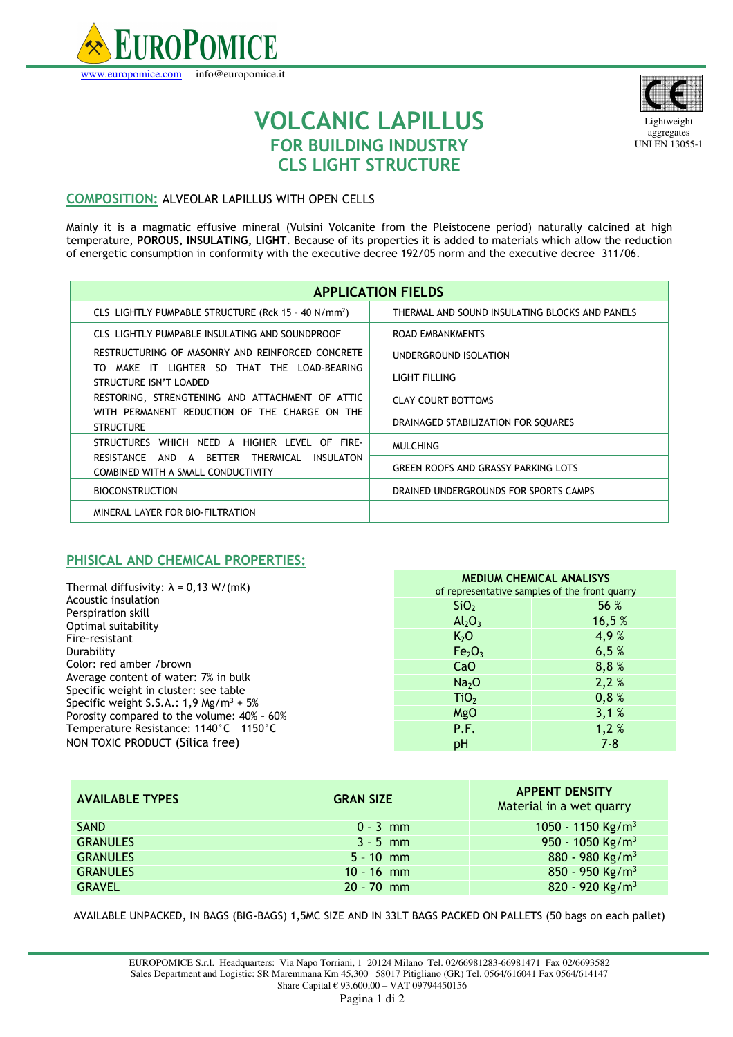# EUROPOMICE

www.europomice.com info@europomice.it

Lightweight aggregates UNI EN 13055-1

# VOLCANIC LAPILLUS

## FOR BUILDING INDUSTRY

## CLS LIGHT STRUCTURE

**COMPOSITION:** ALVEOLAR LAPILLUS WITH OPEN CELLS

Mainly it is a magmatic effusive mineral (Vulsini Volcanite from the Pleistocene period) naturally calcined at high temperature, **POROUS, INSULATING, LIGHT**. Because of its properties it is added to materials which allow the reduction of energetic consumption in conformity with the executive decree 192/05 norm and the executive decree 311/06.

| APPLICATION FIELDS | |
|---|---|
| CLS LIGHTLY PUMPABLE STRUCTURE (Rck 15 - 40 N/mm²) | THERMAL AND SOUND INSULATING BLOCKS AND PANELS |
| CLS LIGHTLY PUMPABLE INSULATING AND SOUNDPROOF | ROAD EMBANKMENTS |
| RESTRUCTURING OF MASONRY AND REINFORCED CONCRETE TO MAKE IT LIGHTER SO THAT THE LOAD-BEARING STRUCTURE ISN'T LOADED | UNDERGROUND ISOLATION<br>LIGHT FILLING |
| RESTORING, STRENGTENING AND ATTACHMENT OF ATTIC WITH PERMANENT REDUCTION OF THE CHARGE ON THE STRUCTURE | CLAY COURT BOTTOMS<br>DRAINAGED STABILIZATION FOR SQUARES |
| STRUCTURES WHICH NEED A HIGHER LEVEL OF FIRE-RESISTANCE AND A BETTER THERMICAL INSULATON COMBINED WITH A SMALL CONDUCTIVITY | MULCHING<br>GREEN ROOFS AND GRASSY PARKING LOTS |
| BIOCONSTRUCTION | DRAINED UNDERGROUNDS FOR SPORTS CAMPS |
| MINERAL LAYER FOR BIO-FILTRATION | |

## PHISICAL AND CHEMICAL PROPERTIES:

Thermal diffusivity: λ = 0,13 W/(mK)
Acoustic insulation
Perspiration skill
Optimal suitability
Fire-resistant
Durability
Color: red amber /brown
Average content of water: 7% in bulk
Specific weight in cluster: see table
Specific weight S.S.A.: 1,9 Mg/m³ + 5%
Porosity compared to the volume: 40% - 60%
Temperature Resistance: 1140°C - 1150°C
NON TOXIC PRODUCT (Silica free)

| MEDIUM CHEMICAL ANALISYS<br>of representative samples of the front quarry | |
|---|---|
| $SiO_2$ | 56 % |
| $Al_2O_3$ | 16,5 % |
| $K_2O$ | 4,9 % |
| $Fe_2O_3$ | 6,5 % |
| $CaO$ | 8,8 % |
| $Na_2O$ | 2,2 % |
| $TiO_2$ | 0,8 % |
| $MgO$ | 3,1 % |
| P.F. | 1,2 % |
| pH | 7-8 |

| AVAILABLE TYPES | GRAN SIZE | APPENT DENSITY<br>Material in a wet quarry |
|---|---|---|
| SAND | 0 - 3 mm | 1050 - 1150 Kg/m³ |
| GRANULES | 3 - 5 mm | 950 - 1050 Kg/m³ |
| GRANULES | 5 - 10 mm | 880 - 980 Kg/m³ |
| GRANULES | 10 - 16 mm | 850 - 950 Kg/m³ |
| GRAVEL | 20 - 70 mm | 820 - 920 Kg/m³ |

AVAILABLE UNPACKED, IN BAGS (BIG-BAGS) 1,5MC SIZE AND IN 33LT BAGS PACKED ON PALLETS (50 bags on each pallet)

EUROPOMICE S.r.l. Headquarters: Via Napo Torriani, 1 20124 Milano Tel. 02/66981283-66981471 Fax 02/6693582
Sales Department and Logistic: SR Maremmana Km 45,300 58017 Pitigliano (GR) Tel. 0564/616041 Fax 0564/614147
Share Capital € 93.600,00 – VAT 09794450156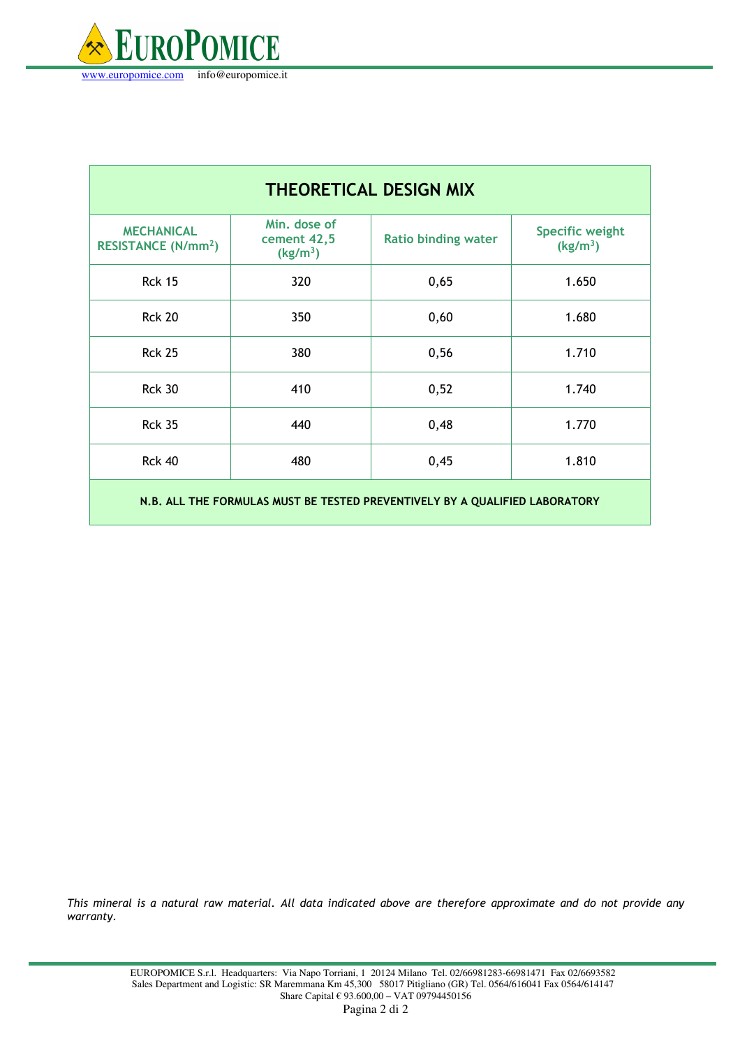## THEORETICAL DESIGN MIX

| MECHANICAL RESISTANCE ($N/mm^2$) | Min. dose of cement 42,5 ($kg/m^3$) | Ratio binding water | Specific weight ($kg/m^3$) |
|---|---|---|---|
| Rck 15 | 320 | 0,65 | 1.650 |
| Rck 20 | 350 | 0,60 | 1.680 |
| Rck 25 | 380 | 0,56 | 1.710 |
| Rck 30 | 410 | 0,52 | 1.740 |
| Rck 35 | 440 | 0,48 | 1.770 |
| Rck 40 | 480 | 0,45 | 1.810 |

**N.B. ALL THE FORMULAS MUST BE TESTED PREVENTIVELY BY A QUALIFIED LABORATORY**

*This mineral is a natural raw material. All data indicated above are therefore approximate and do not provide any warranty.*